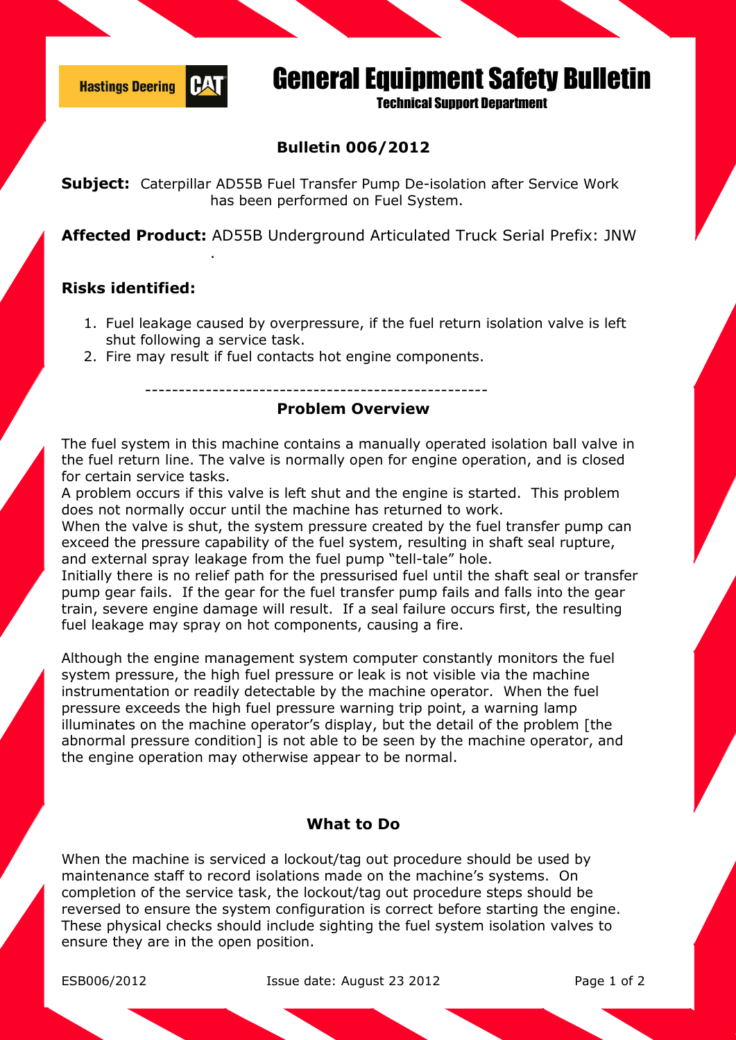Hastings Deering CAT

# General Equipment Safety Bulletin

Technical Support Department

## Bulletin 006/2012

**Subject:** Caterpillar AD55B Fuel Transfer Pump De-isolation after Service Work has been performed on Fuel System.

**Affected Product:** AD55B Underground Articulated Truck Serial Prefix: JNW

.

**Risks identified:**

1. Fuel leakage caused by overpressure, if the fuel return isolation valve is left shut following a service task.
2. Fire may result if fuel contacts hot engine components.

---------------------------------------------------

### Problem Overview

The fuel system in this machine contains a manually operated isolation ball valve in the fuel return line. The valve is normally open for engine operation, and is closed for certain service tasks.

A problem occurs if this valve is left shut and the engine is started. This problem does not normally occur until the machine has returned to work.

When the valve is shut, the system pressure created by the fuel transfer pump can exceed the pressure capability of the fuel system, resulting in shaft seal rupture, and external spray leakage from the fuel pump "tell-tale" hole.

Initially there is no relief path for the pressurised fuel until the shaft seal or transfer pump gear fails. If the gear for the fuel transfer pump fails and falls into the gear train, severe engine damage will result. If a seal failure occurs first, the resulting fuel leakage may spray on hot components, causing a fire.

Although the engine management system computer constantly monitors the fuel system pressure, the high fuel pressure or leak is not visible via the machine instrumentation or readily detectable by the machine operator. When the fuel pressure exceeds the high fuel pressure warning trip point, a warning lamp illuminates on the machine operator's display, but the detail of the problem [the abnormal pressure condition] is not able to be seen by the machine operator, and the engine operation may otherwise appear to be normal.

### What to Do

When the machine is serviced a lockout/tag out procedure should be used by maintenance staff to record isolations made on the machine's systems. On completion of the service task, the lockout/tag out procedure steps should be reversed to ensure the system configuration is correct before starting the engine. These physical checks should include sighting the fuel system isolation valves to ensure they are in the open position.

ESB006/2012 Issue date: August 23 2012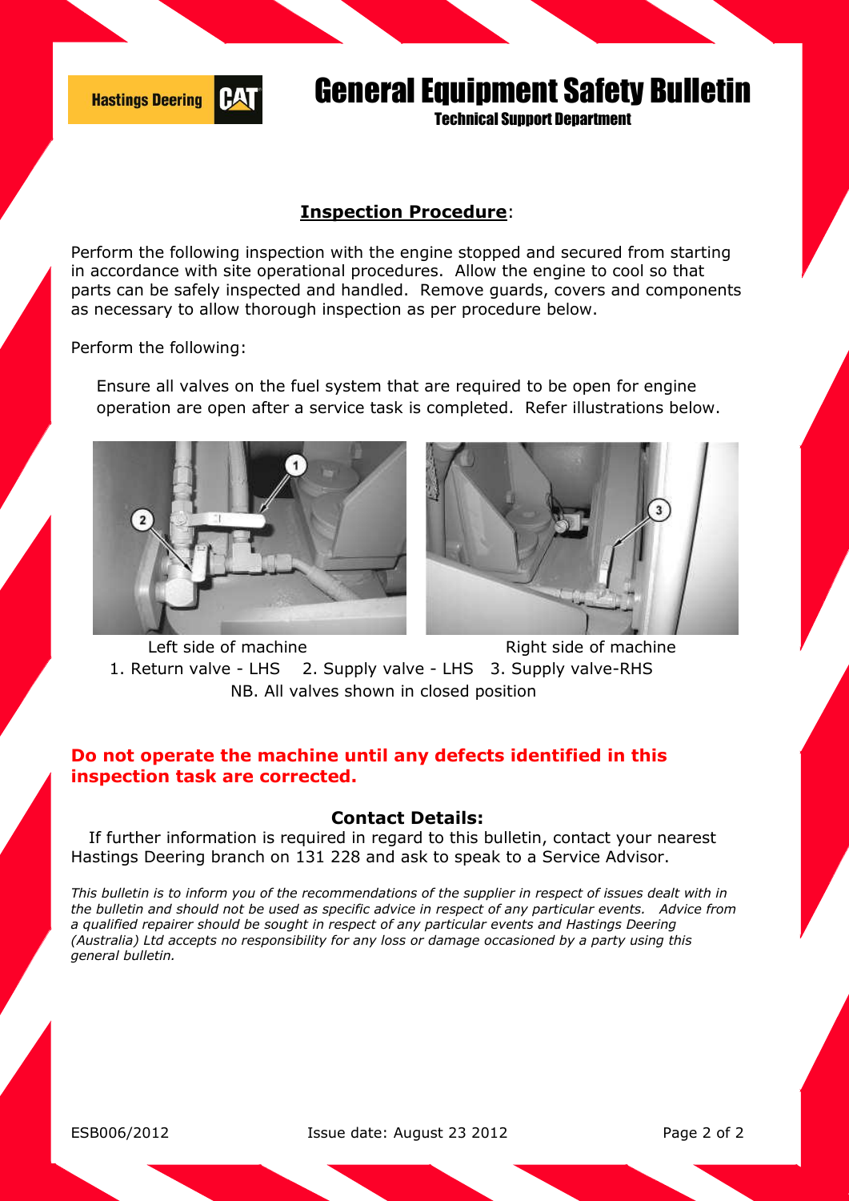# General Equipment Safety Bulletin

Technical Support Department

## Inspection Procedure:

Perform the following inspection with the engine stopped and secured from starting in accordance with site operational procedures. Allow the engine to cool so that parts can be safely inspected and handled. Remove guards, covers and components as necessary to allow thorough inspection as per procedure below.

Perform the following:

Ensure all valves on the fuel system that are required to be open for engine operation are open after a service task is completed. Refer illustrations below.

Left side of machine

Right side of machine

1. Return valve - LHS 2. Supply valve - LHS 3. Supply valve-RHS

NB. All valves shown in closed position

**Do not operate the machine until any defects identified in this inspection task are corrected.**

### Contact Details:

If further information is required in regard to this bulletin, contact your nearest Hastings Deering branch on 131 228 and ask to speak to a Service Advisor.

*This bulletin is to inform you of the recommendations of the supplier in respect of issues dealt with in the bulletin and should not be used as specific advice in respect of any particular events. Advice from a qualified repairer should be sought in respect of any particular events and Hastings Deering (Australia) Ltd accepts no responsibility for any loss or damage occasioned by a party using this general bulletin.*

ESB006/2012 Issue date: August 23 2012